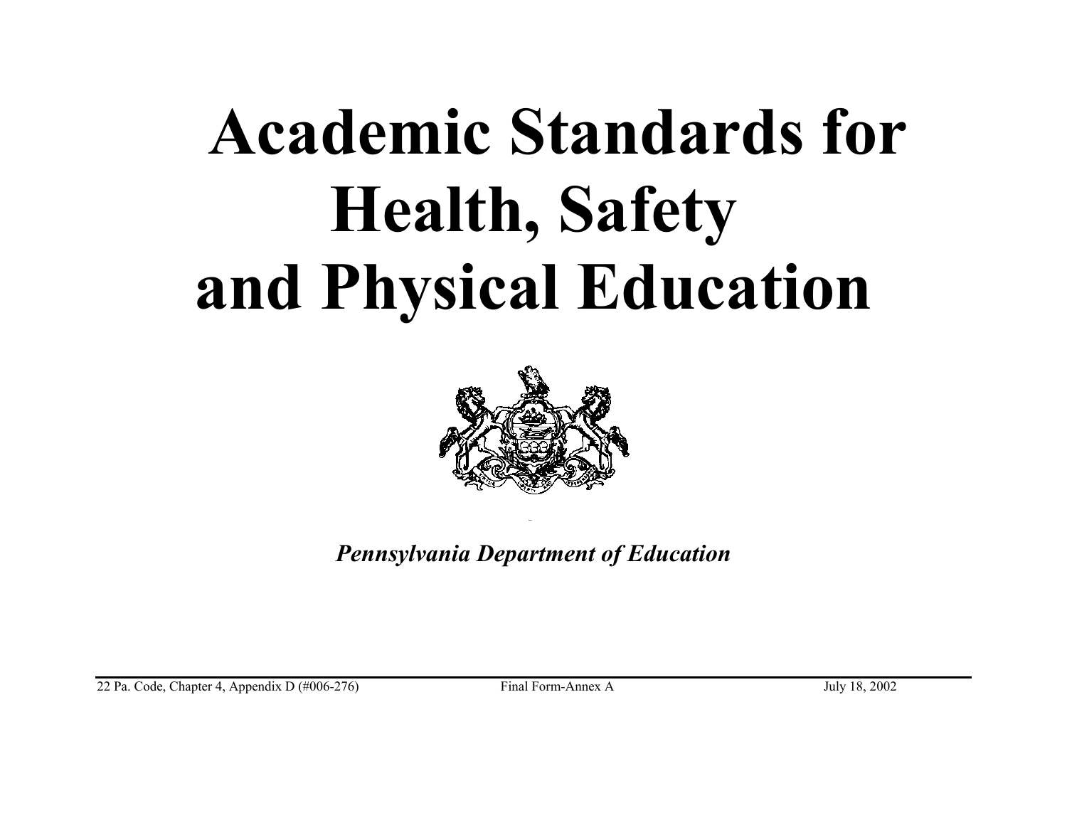# Academic Standards for Health, Safety and Physical Education

*Pennsylvania Department of Education*

22 Pa. Code, Chapter 4, Appendix D (#006-276) Final Form-Annex A July 18, 2002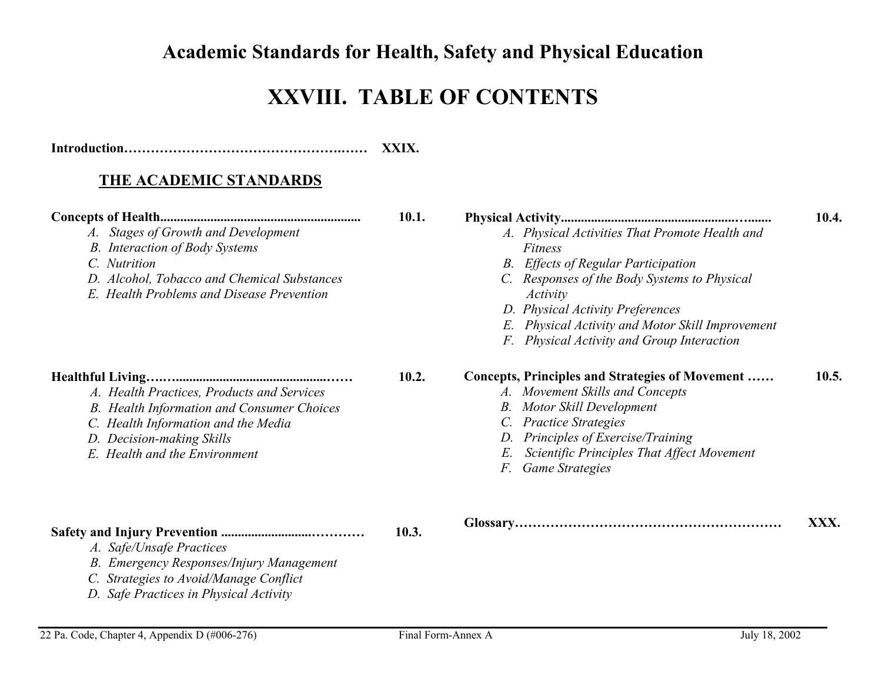# Academic Standards for Health, Safety and Physical Education

## XXVIII. TABLE OF CONTENTS

**Introduction……………………………………………….…… XXIX.**

### THE ACADEMIC STANDARDS

**Concepts of Health........................................................... 10.1.**

- *A. Stages of Growth and Development*
- *B. Interaction of Body Systems*
- *C. Nutrition*
- *D. Alcohol, Tobacco and Chemical Substances*
- *E. Health Problems and Disease Prevention*

**Healthful Living….…..................................................…… 10.2.**

- *A. Health Practices, Products and Services*
- *B. Health Information and Consumer Choices*
- *C. Health Information and the Media*
- *D. Decision-making Skills*
- *E. Health and the Environment*

**Safety and Injury Prevention ..........................…………… 10.3.**

- *A. Safe/Unsafe Practices*
- *B. Emergency Responses/Injury Management*
- *C. Strategies to Avoid/Manage Conflict*
- *D. Safe Practices in Physical Activity*

**Physical Activity..............................................…....... 10.4.**

- *A. Physical Activities That Promote Health and Fitness*
- *B. Effects of Regular Participation*
- *C. Responses of the Body Systems to Physical Activity*
- *D. Physical Activity Preferences*
- *E. Physical Activity and Motor Skill Improvement*
- *F. Physical Activity and Group Interaction*

**Concepts, Principles and Strategies of Movement …… 10.5.**

- *A. Movement Skills and Concepts*
- *B. Motor Skill Development*
- *C. Practice Strategies*
- *D. Principles of Exercise/Training*
- *E. Scientific Principles That Affect Movement*
- *F. Game Strategies*

**Glossary…………………………………………………… XXX.**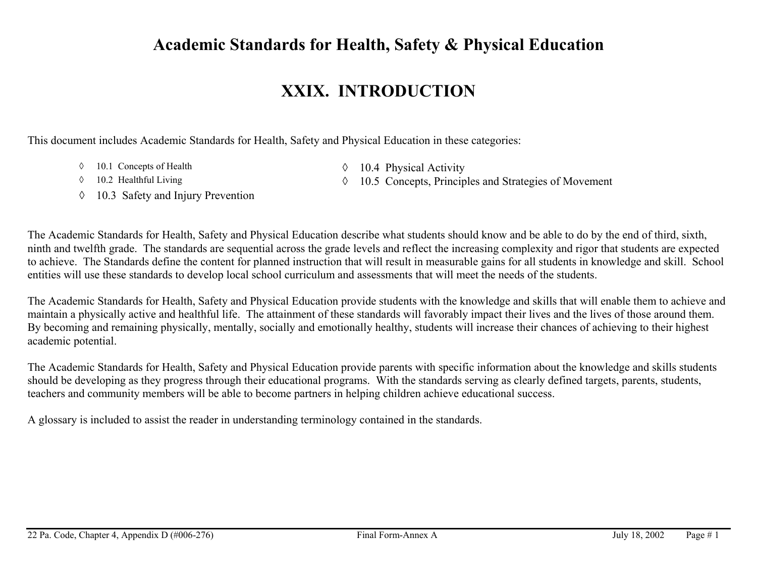# Academic Standards for Health, Safety & Physical Education

## XXIX. INTRODUCTION

This document includes Academic Standards for Health, Safety and Physical Education in these categories:

- ◊ 10.1 Concepts of Health
- ◊ 10.2 Healthful Living
- ◊ 10.3 Safety and Injury Prevention
- ◊ 10.4 Physical Activity
- ◊ 10.5 Concepts, Principles and Strategies of Movement

The Academic Standards for Health, Safety and Physical Education describe what students should know and be able to do by the end of third, sixth, ninth and twelfth grade. The standards are sequential across the grade levels and reflect the increasing complexity and rigor that students are expected to achieve. The Standards define the content for planned instruction that will result in measurable gains for all students in knowledge and skill. School entities will use these standards to develop local school curriculum and assessments that will meet the needs of the students.

The Academic Standards for Health, Safety and Physical Education provide students with the knowledge and skills that will enable them to achieve and maintain a physically active and healthful life. The attainment of these standards will favorably impact their lives and the lives of those around them. By becoming and remaining physically, mentally, socially and emotionally healthy, students will increase their chances of achieving to their highest academic potential.

The Academic Standards for Health, Safety and Physical Education provide parents with specific information about the knowledge and skills students should be developing as they progress through their educational programs. With the standards serving as clearly defined targets, parents, students, teachers and community members will be able to become partners in helping children achieve educational success.

A glossary is included to assist the reader in understanding terminology contained in the standards.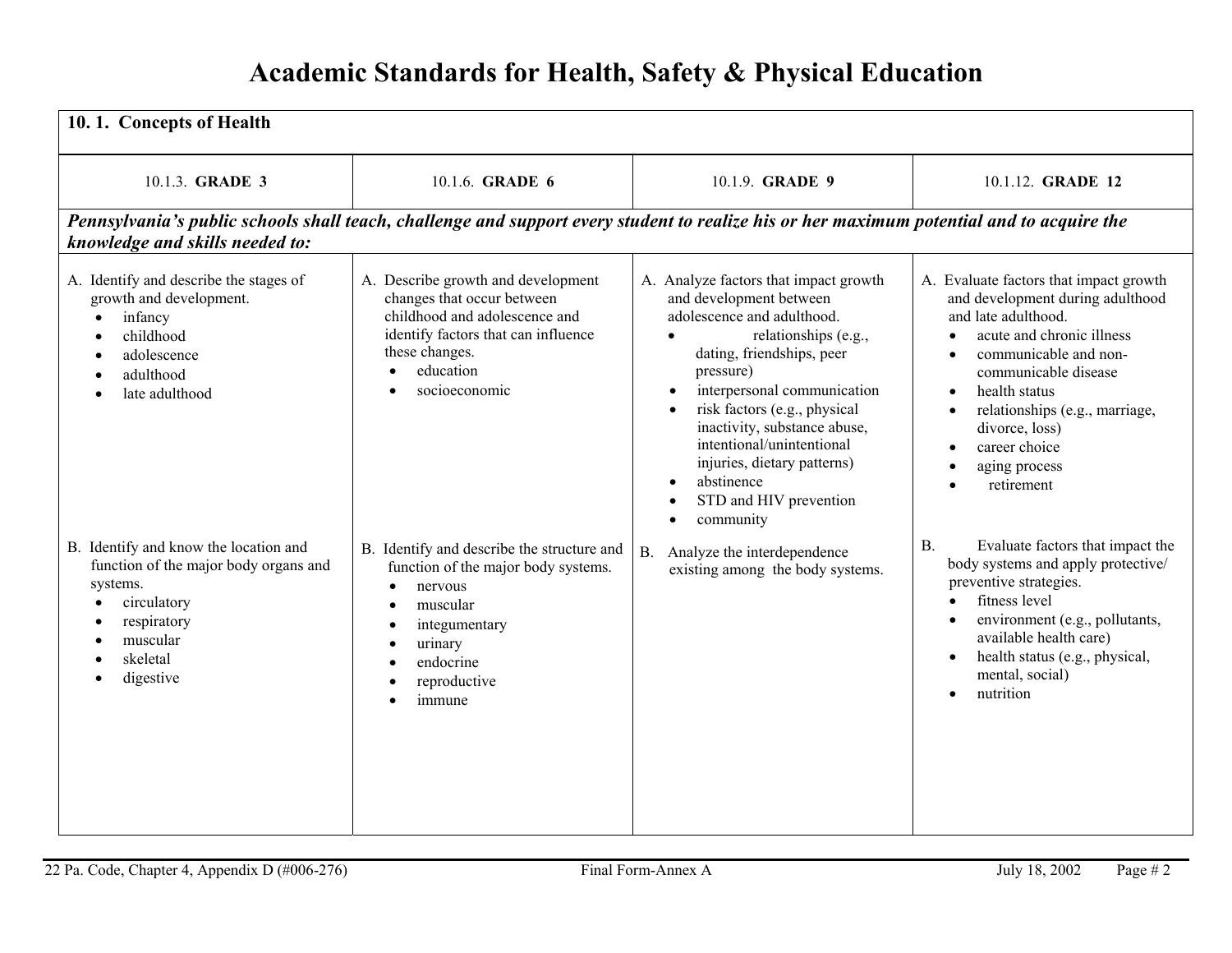# Academic Standards for Health, Safety & Physical Education

| 10. 1. Concepts of Health | | | |
|---|---|---|---|
| 10.1.3. **GRADE 3** | 10.1.6. **GRADE 6** | 10.1.9. **GRADE 9** | 10.1.12. **GRADE 12** |
| ***Pennsylvania's public schools shall teach, challenge and support every student to realize his or her maximum potential and to acquire the knowledge and skills needed to:*** | | | |
| A. Identify and describe the stages of growth and development.<br>• infancy<br>• childhood<br>• adolescence<br>• adulthood<br>• late adulthood | A. Describe growth and development changes that occur between childhood and adolescence and identify factors that can influence these changes.<br>• education<br>• socioeconomic | A. Analyze factors that impact growth and development between adolescence and adulthood.<br>• relationships (e.g., dating, friendships, peer pressure)<br>• interpersonal communication<br>• risk factors (e.g., physical inactivity, substance abuse, intentional/unintentional injuries, dietary patterns)<br>• abstinence<br>• STD and HIV prevention<br>• community | A. Evaluate factors that impact growth and development during adulthood and late adulthood.<br>• acute and chronic illness<br>• communicable and non-communicable disease<br>• health status<br>• relationships (e.g., marriage, divorce, loss)<br>• career choice<br>• aging process<br>• retirement |
| B. Identify and know the location and function of the major body organs and systems.<br>• circulatory<br>• respiratory<br>• muscular<br>• skeletal<br>• digestive | B. Identify and describe the structure and function of the major body systems.<br>• nervous<br>• muscular<br>• integumentary<br>• urinary<br>• endocrine<br>• reproductive<br>• immune | B. Analyze the interdependence existing among the body systems. | B. Evaluate factors that impact the body systems and apply protective/ preventive strategies.<br>• fitness level<br>• environment (e.g., pollutants, available health care)<br>• health status (e.g., physical, mental, social)<br>• nutrition |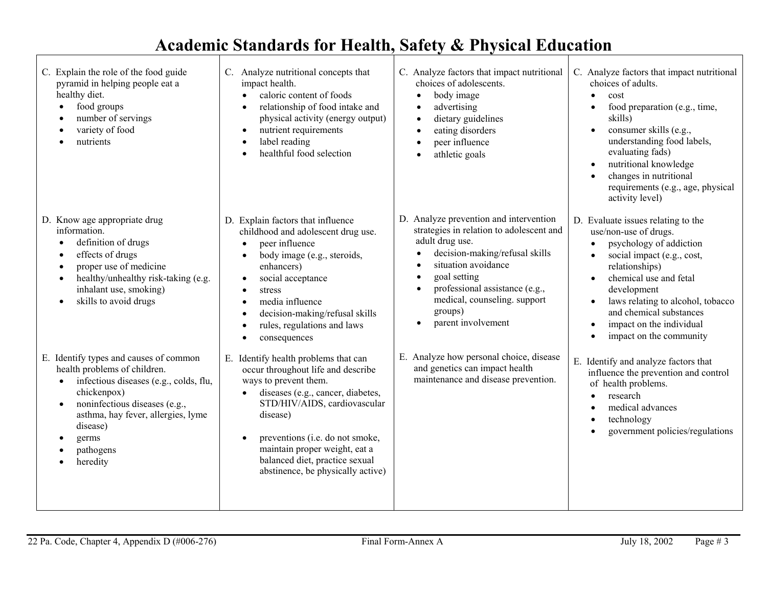# Academic Standards for Health, Safety & Physical Education

| | | | |
|---|---|---|---|
| C. Explain the role of the food guide pyramid in helping people eat a healthy diet.<br>• food groups<br>• number of servings<br>• variety of food<br>• nutrients | C. Analyze nutritional concepts that impact health.<br>• caloric content of foods<br>• relationship of food intake and physical activity (energy output)<br>• nutrient requirements<br>• label reading<br>• healthful food selection | C. Analyze factors that impact nutritional choices of adolescents.<br>• body image<br>• advertising<br>• dietary guidelines<br>• eating disorders<br>• peer influence<br>• athletic goals | C. Analyze factors that impact nutritional choices of adults.<br>• cost<br>• food preparation (e.g., time, skills)<br>• consumer skills (e.g., understanding food labels, evaluating fads)<br>• nutritional knowledge<br>• changes in nutritional requirements (e.g., age, physical activity level) |
| D. Know age appropriate drug information.<br>• definition of drugs<br>• effects of drugs<br>• proper use of medicine<br>• healthy/unhealthy risk-taking (e.g. inhalant use, smoking)<br>• skills to avoid drugs | D. Explain factors that influence childhood and adolescent drug use.<br>• peer influence<br>• body image (e.g., steroids, enhancers)<br>• social acceptance<br>• stress<br>• media influence<br>• decision-making/refusal skills<br>• rules, regulations and laws<br>• consequences | D. Analyze prevention and intervention strategies in relation to adolescent and adult drug use.<br>• decision-making/refusal skills<br>• situation avoidance<br>• goal setting<br>• professional assistance (e.g., medical, counseling. support groups)<br>• parent involvement | D. Evaluate issues relating to the use/non-use of drugs.<br>• psychology of addiction<br>• social impact (e.g., cost, relationships)<br>• chemical use and fetal development<br>• laws relating to alcohol, tobacco and chemical substances<br>• impact on the individual<br>• impact on the community |
| E. Identify types and causes of common health problems of children.<br>• infectious diseases (e.g., colds, flu, chickenpox)<br>• noninfectious diseases (e.g., asthma, hay fever, allergies, lyme disease)<br>• germs<br>• pathogens<br>• heredity | E. Identify health problems that can occur throughout life and describe ways to prevent them.<br>• diseases (e.g., cancer, diabetes, STD/HIV/AIDS, cardiovascular disease)<br>• preventions (i.e. do not smoke, maintain proper weight, eat a balanced diet, practice sexual abstinence, be physically active) | E. Analyze how personal choice, disease and genetics can impact health maintenance and disease prevention. | E. Identify and analyze factors that influence the prevention and control of health problems.<br>• research<br>• medical advances<br>• technology<br>• government policies/regulations |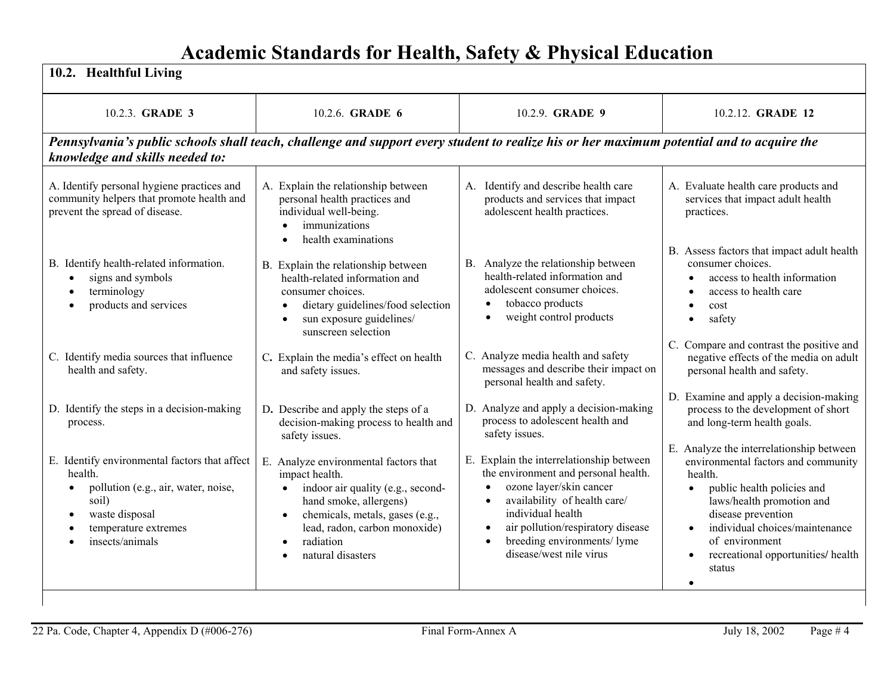# Academic Standards for Health, Safety & Physical Education

## 10.2. Healthful Living

| 10.2.3. **GRADE 3** | 10.2.6. **GRADE 6** | 10.2.9. **GRADE 9** | 10.2.12. **GRADE 12** |
|---|---|---|---|
| ***Pennsylvania's public schools shall teach, challenge and support every student to realize his or her maximum potential and to acquire the knowledge and skills needed to:*** | | | |
| A. Identify personal hygiene practices and community helpers that promote health and prevent the spread of disease. | A. Explain the relationship between personal health practices and individual well-being.<br>• immunizations<br>• health examinations | A. Identify and describe health care products and services that impact adolescent health practices. | A. Evaluate health care products and services that impact adult health practices. |
| B. Identify health-related information.<br>• signs and symbols<br>• terminology<br>• products and services | B. Explain the relationship between health-related information and consumer choices.<br>• dietary guidelines/food selection<br>• sun exposure guidelines/ sunscreen selection | B. Analyze the relationship between health-related information and adolescent consumer choices.<br>• tobacco products<br>• weight control products | B. Assess factors that impact adult health consumer choices.<br>• access to health information<br>• access to health care<br>• cost<br>• safety |
| C. Identify media sources that influence health and safety. | C. Explain the media's effect on health and safety issues. | C. Analyze media health and safety messages and describe their impact on personal health and safety. | C. Compare and contrast the positive and negative effects of the media on adult personal health and safety. |
| D. Identify the steps in a decision-making process. | D. Describe and apply the steps of a decision-making process to health and safety issues. | D. Analyze and apply a decision-making process to adolescent health and safety issues. | D. Examine and apply a decision-making process to the development of short and long-term health goals. |
| E. Identify environmental factors that affect health.<br>• pollution (e.g., air, water, noise, soil)<br>• waste disposal<br>• temperature extremes<br>• insects/animals | E. Analyze environmental factors that impact health.<br>• indoor air quality (e.g., second-hand smoke, allergens)<br>• chemicals, metals, gases (e.g., lead, radon, carbon monoxide)<br>• radiation<br>• natural disasters | E. Explain the interrelationship between the environment and personal health.<br>• ozone layer/skin cancer<br>• availability of health care/ individual health<br>• air pollution/respiratory disease<br>• breeding environments/ lyme disease/west nile virus | E. Analyze the interrelationship between environmental factors and community health.<br>• public health policies and laws/health promotion and disease prevention<br>• individual choices/maintenance of environment<br>• recreational opportunities/ health status<br>• |

22 Pa. Code, Chapter 4, Appendix D (#006-276) Final Form-Annex A July 18, 2002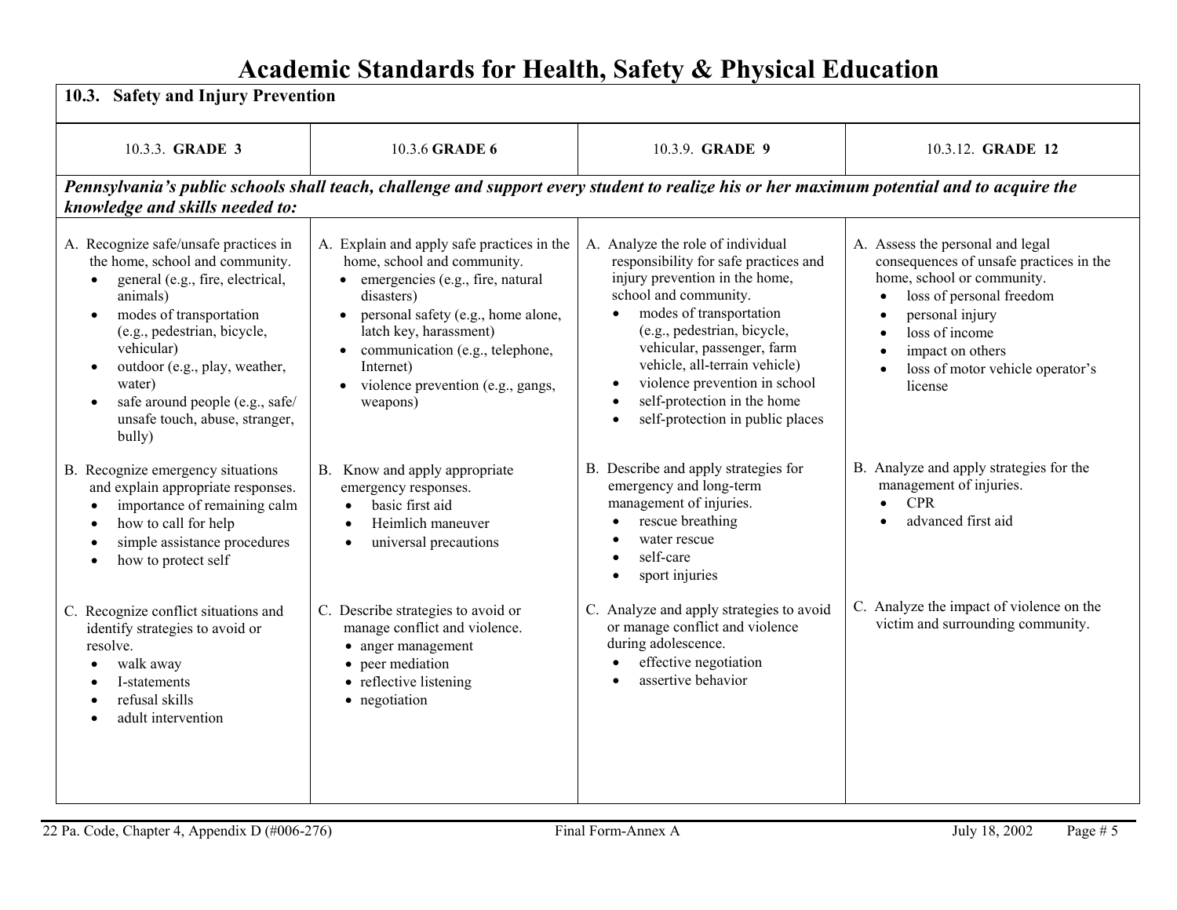# Academic Standards for Health, Safety & Physical Education

## 10.3. Safety and Injury Prevention

| 10.3.3. **GRADE 3** | 10.3.6 **GRADE 6** | 10.3.9. **GRADE 9** | 10.3.12. **GRADE 12** |
|---|---|---|---|
| ***Pennsylvania's public schools shall teach, challenge and support every student to realize his or her maximum potential and to acquire the knowledge and skills needed to:*** | | | |
| A. Recognize safe/unsafe practices in the home, school and community.<br>• general (e.g., fire, electrical, animals)<br>• modes of transportation (e.g., pedestrian, bicycle, vehicular)<br>• outdoor (e.g., play, weather, water)<br>• safe around people (e.g., safe/ unsafe touch, abuse, stranger, bully) | A. Explain and apply safe practices in the home, school and community.<br>• emergencies (e.g., fire, natural disasters)<br>• personal safety (e.g., home alone, latch key, harassment)<br>• communication (e.g., telephone, Internet)<br>• violence prevention (e.g., gangs, weapons) | A. Analyze the role of individual responsibility for safe practices and injury prevention in the home, school and community.<br>• modes of transportation (e.g., pedestrian, bicycle, vehicular, passenger, farm vehicle, all-terrain vehicle)<br>• violence prevention in school<br>• self-protection in the home<br>• self-protection in public places | A. Assess the personal and legal consequences of unsafe practices in the home, school or community.<br>• loss of personal freedom<br>• personal injury<br>• loss of income<br>• impact on others<br>• loss of motor vehicle operator's license |
| B. Recognize emergency situations and explain appropriate responses.<br>• importance of remaining calm<br>• how to call for help<br>• simple assistance procedures<br>• how to protect self | B. Know and apply appropriate emergency responses.<br>• basic first aid<br>• Heimlich maneuver<br>• universal precautions | B. Describe and apply strategies for emergency and long-term management of injuries.<br>• rescue breathing<br>• water rescue<br>• self-care<br>• sport injuries | B. Analyze and apply strategies for the management of injuries.<br>• CPR<br>• advanced first aid |
| C. Recognize conflict situations and identify strategies to avoid or resolve.<br>• walk away<br>• I-statements<br>• refusal skills<br>• adult intervention | C. Describe strategies to avoid or manage conflict and violence.<br>• anger management<br>• peer mediation<br>• reflective listening<br>• negotiation | C. Analyze and apply strategies to avoid or manage conflict and violence during adolescence.<br>• effective negotiation<br>• assertive behavior | C. Analyze the impact of violence on the victim and surrounding community. |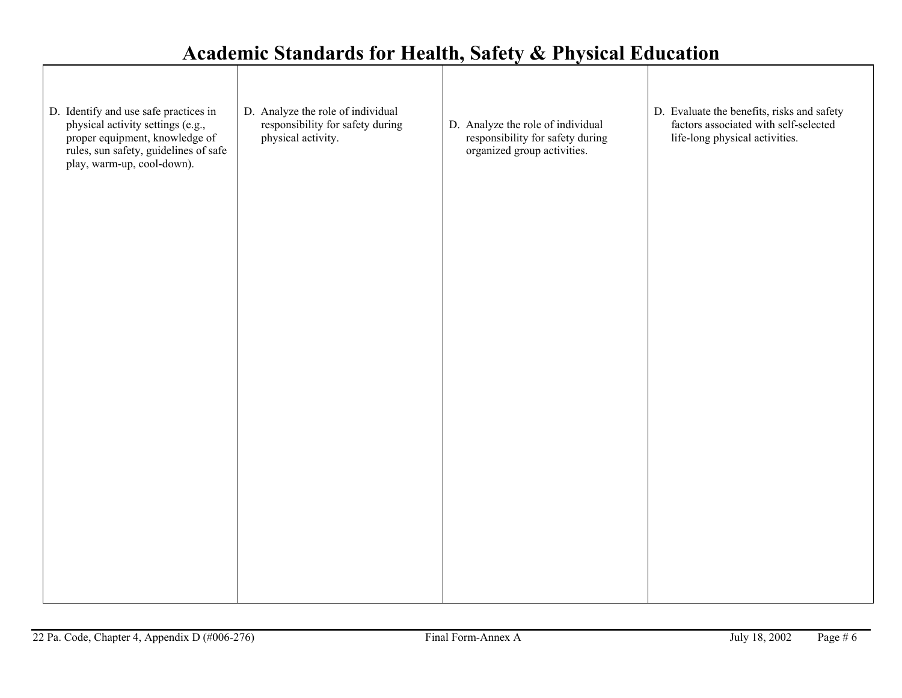# Academic Standards for Health, Safety & Physical Education

| | | | |
|---|---|---|---|
| D. Identify and use safe practices in physical activity settings (e.g., proper equipment, knowledge of rules, sun safety, guidelines of safe play, warm-up, cool-down). | D. Analyze the role of individual responsibility for safety during physical activity. | D. Analyze the role of individual responsibility for safety during organized group activities. | D. Evaluate the benefits, risks and safety factors associated with self-selected life-long physical activities. |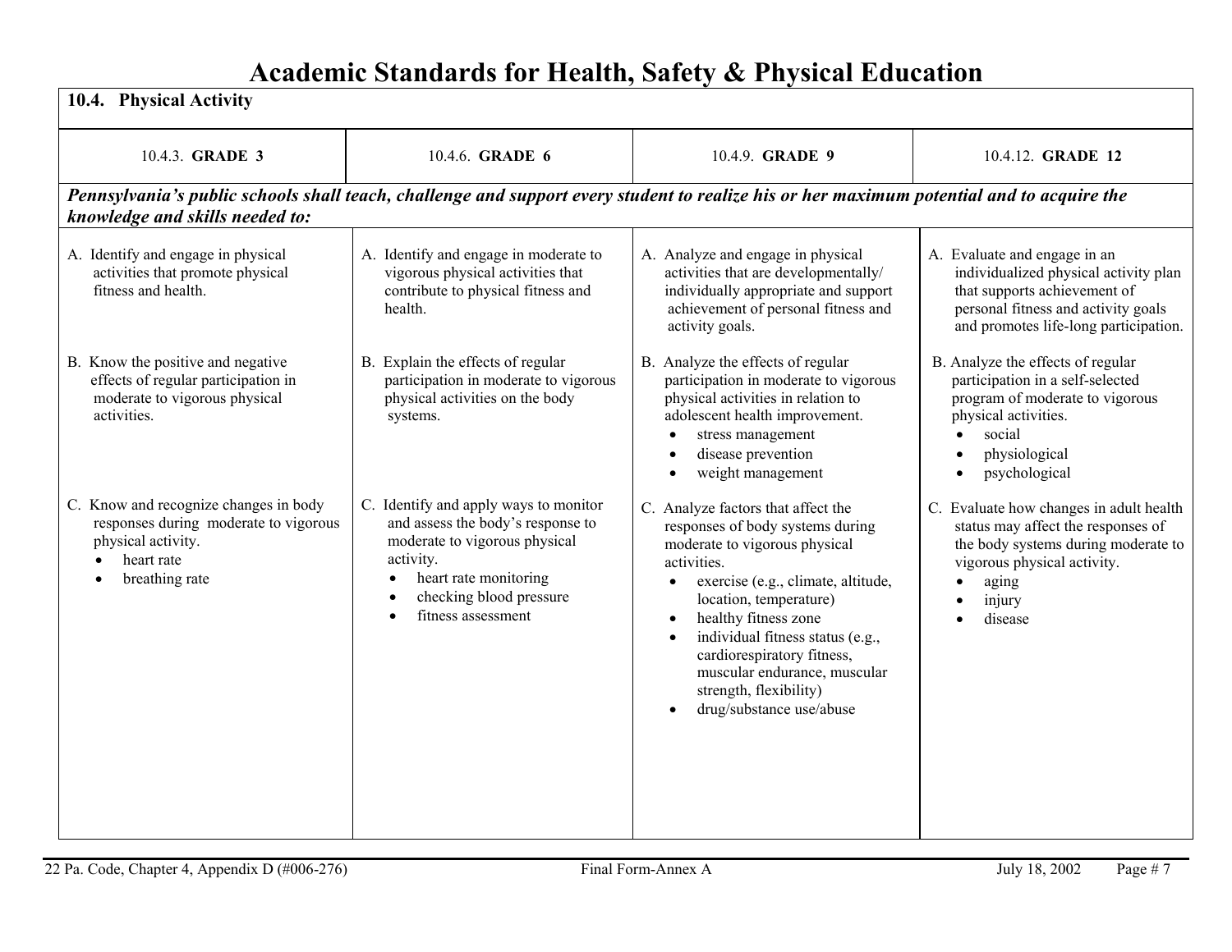# Academic Standards for Health, Safety & Physical Education

## 10.4. Physical Activity

| 10.4.3. **GRADE 3** | 10.4.6. **GRADE 6** | 10.4.9. **GRADE 9** | 10.4.12. **GRADE 12** |
|---|---|---|---|
| ***Pennsylvania's public schools shall teach, challenge and support every student to realize his or her maximum potential and to acquire the knowledge and skills needed to:*** | | | |
| A. Identify and engage in physical activities that promote physical fitness and health. | A. Identify and engage in moderate to vigorous physical activities that contribute to physical fitness and health. | A. Analyze and engage in physical activities that are developmentally/ individually appropriate and support achievement of personal fitness and activity goals. | A. Evaluate and engage in an individualized physical activity plan that supports achievement of personal fitness and activity goals and promotes life-long participation. |
| B. Know the positive and negative effects of regular participation in moderate to vigorous physical activities. | B. Explain the effects of regular participation in moderate to vigorous physical activities on the body systems. | B. Analyze the effects of regular participation in moderate to vigorous physical activities in relation to adolescent health improvement.<br>• stress management<br>• disease prevention<br>• weight management | B. Analyze the effects of regular participation in a self-selected program of moderate to vigorous physical activities.<br>• social<br>• physiological<br>• psychological |
| C. Know and recognize changes in body responses during moderate to vigorous physical activity.<br>• heart rate<br>• breathing rate | C. Identify and apply ways to monitor and assess the body's response to moderate to vigorous physical activity.<br>• heart rate monitoring<br>• checking blood pressure<br>• fitness assessment | C. Analyze factors that affect the responses of body systems during moderate to vigorous physical activities.<br>• exercise (e.g., climate, altitude, location, temperature)<br>• healthy fitness zone<br>• individual fitness status (e.g., cardiorespiratory fitness, muscular endurance, muscular strength, flexibility)<br>• drug/substance use/abuse | C. Evaluate how changes in adult health status may affect the responses of the body systems during moderate to vigorous physical activity.<br>• aging<br>• injury<br>• disease |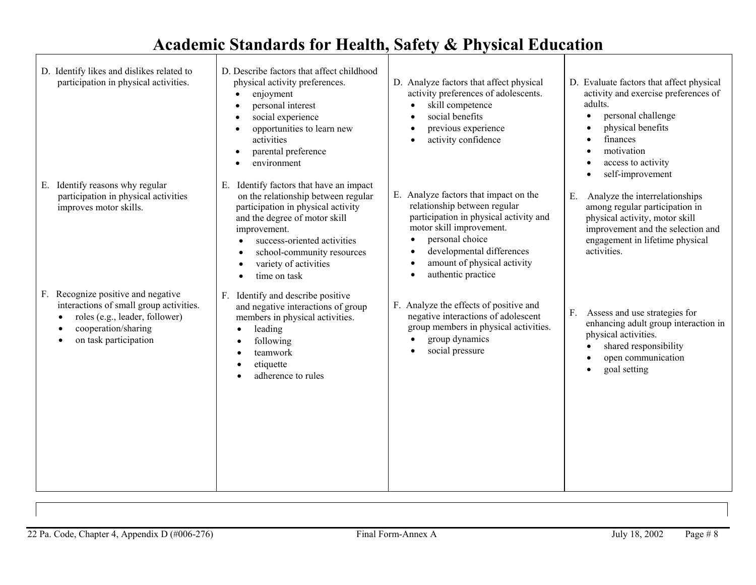# Academic Standards for Health, Safety & Physical Education

| | | | |
|---|---|---|---|
| D. Identify likes and dislikes related to participation in physical activities. | D. Describe factors that affect childhood physical activity preferences.<br>• enjoyment<br>• personal interest<br>• social experience<br>• opportunities to learn new activities<br>• parental preference<br>• environment | D. Analyze factors that affect physical activity preferences of adolescents.<br>• skill competence<br>• social benefits<br>• previous experience<br>• activity confidence | D. Evaluate factors that affect physical activity and exercise preferences of adults.<br>• personal challenge<br>• physical benefits<br>• finances<br>• motivation<br>• access to activity<br>• self-improvement |
| E. Identify reasons why regular participation in physical activities improves motor skills. | E. Identify factors that have an impact on the relationship between regular participation in physical activity and the degree of motor skill improvement.<br>• success-oriented activities<br>• school-community resources<br>• variety of activities<br>• time on task | E. Analyze factors that impact on the relationship between regular participation in physical activity and motor skill improvement.<br>• personal choice<br>• developmental differences<br>• amount of physical activity<br>• authentic practice | E. Analyze the interrelationships among regular participation in physical activity, motor skill improvement and the selection and engagement in lifetime physical activities. |
| F. Recognize positive and negative interactions of small group activities.<br>• roles (e.g., leader, follower)<br>• cooperation/sharing<br>• on task participation | F. Identify and describe positive and negative interactions of group members in physical activities.<br>• leading<br>• following<br>• teamwork<br>• etiquette<br>• adherence to rules | F. Analyze the effects of positive and negative interactions of adolescent group members in physical activities.<br>• group dynamics<br>• social pressure | F. Assess and use strategies for enhancing adult group interaction in physical activities.<br>• shared responsibility<br>• open communication<br>• goal setting |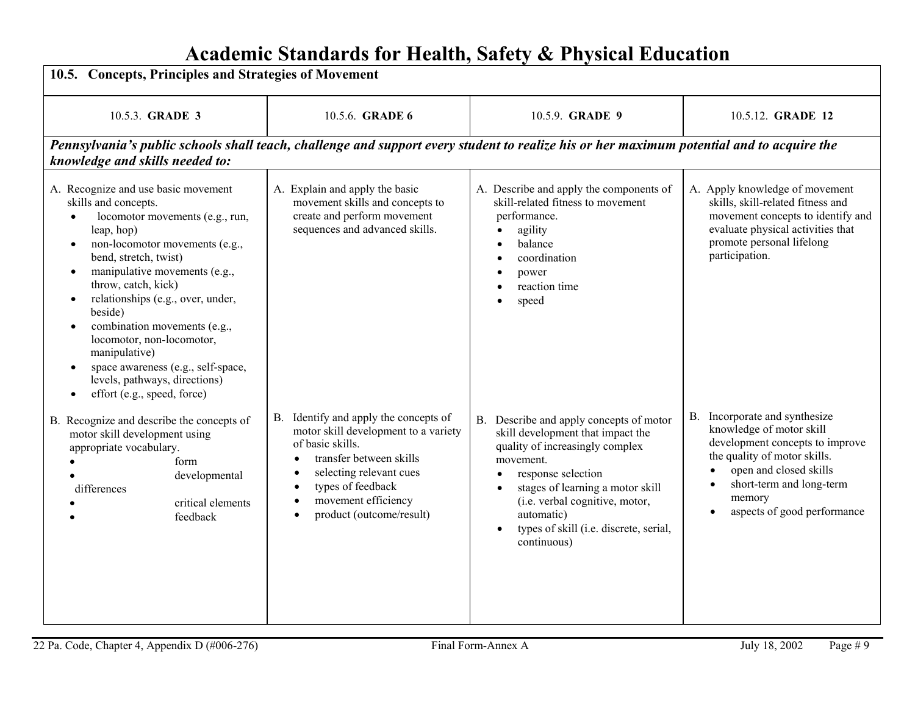# Academic Standards for Health, Safety & Physical Education

## 10.5. Concepts, Principles and Strategies of Movement

| 10.5.3. **GRADE 3** | 10.5.6. **GRADE 6** | 10.5.9. **GRADE 9** | 10.5.12. **GRADE 12** |
|---|---|---|---|
| ***Pennsylvania's public schools shall teach, challenge and support every student to realize his or her maximum potential and to acquire the knowledge and skills needed to:*** | | | |
| A. Recognize and use basic movement skills and concepts.<br>• locomotor movements (e.g., run, leap, hop)<br>• non-locomotor movements (e.g., bend, stretch, twist)<br>• manipulative movements (e.g., throw, catch, kick)<br>• relationships (e.g., over, under, beside)<br>• combination movements (e.g., locomotor, non-locomotor, manipulative)<br>• space awareness (e.g., self-space, levels, pathways, directions)<br>• effort (e.g., speed, force) | A. Explain and apply the basic movement skills and concepts to create and perform movement sequences and advanced skills. | A. Describe and apply the components of skill-related fitness to movement performance.<br>• agility<br>• balance<br>• coordination<br>• power<br>• reaction time<br>• speed | A. Apply knowledge of movement skills, skill-related fitness and movement concepts to identify and evaluate physical activities that promote personal lifelong participation. |
| B. Recognize and describe the concepts of motor skill development using appropriate vocabulary.<br>• form<br>• developmental differences<br>• critical elements<br>• feedback | B. Identify and apply the concepts of motor skill development to a variety of basic skills.<br>• transfer between skills<br>• selecting relevant cues<br>• types of feedback<br>• movement efficiency<br>• product (outcome/result) | B. Describe and apply concepts of motor skill development that impact the quality of increasingly complex movement.<br>• response selection<br>• stages of learning a motor skill (i.e. verbal cognitive, motor, automatic)<br>• types of skill (i.e. discrete, serial, continuous) | B. Incorporate and synthesize knowledge of motor skill development concepts to improve the quality of motor skills.<br>• open and closed skills<br>• short-term and long-term memory<br>• aspects of good performance |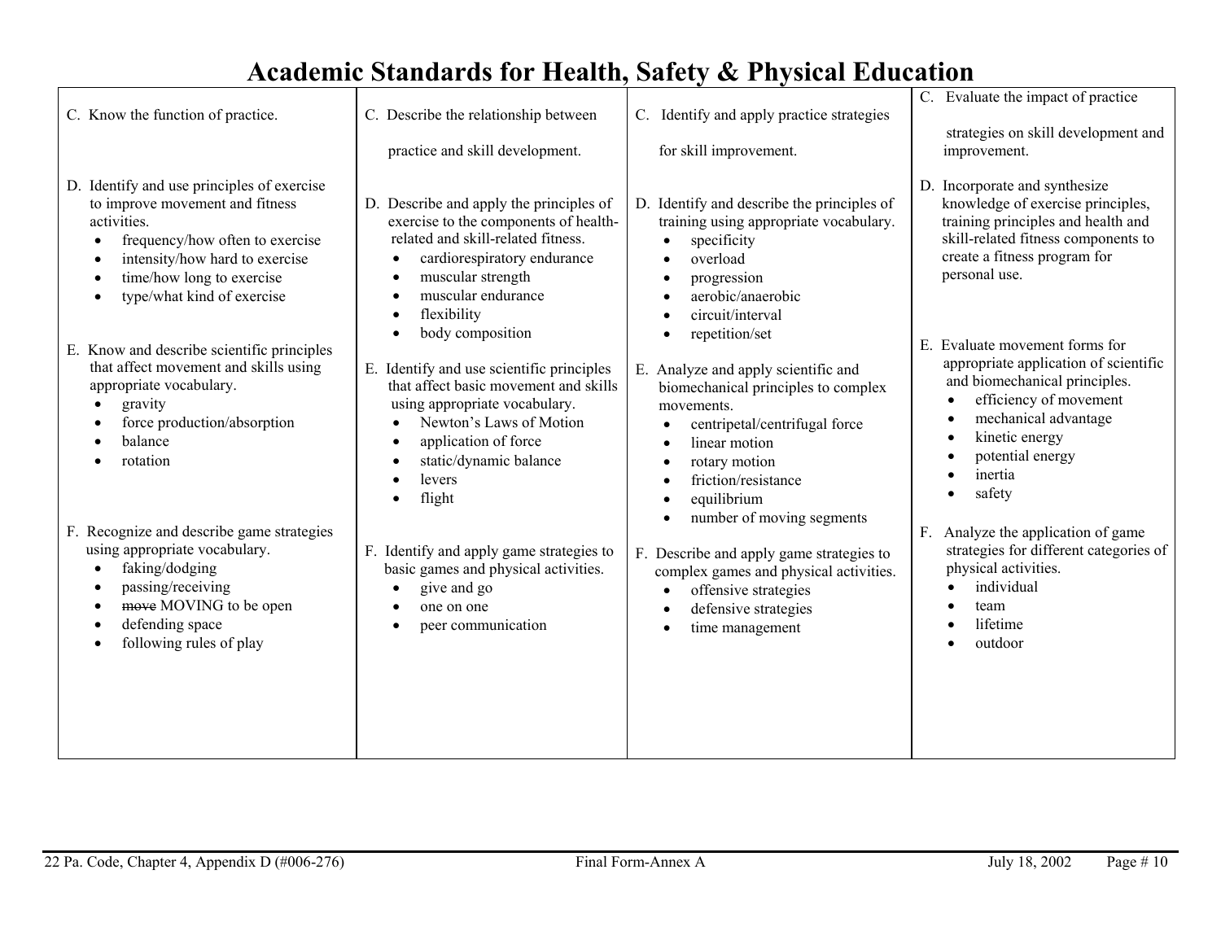# Academic Standards for Health, Safety & Physical Education

| | | | |
|---|---|---|---|
| C. Know the function of practice. | C. Describe the relationship between practice and skill development. | C. Identify and apply practice strategies for skill improvement. | C. Evaluate the impact of practice strategies on skill development and improvement. |
| D. Identify and use principles of exercise to improve movement and fitness activities.<br>• frequency/how often to exercise<br>• intensity/how hard to exercise<br>• time/how long to exercise<br>• type/what kind of exercise | D. Describe and apply the principles of exercise to the components of health-related and skill-related fitness.<br>• cardiorespiratory endurance<br>• muscular strength<br>• muscular endurance<br>• flexibility<br>• body composition | D. Identify and describe the principles of training using appropriate vocabulary.<br>• specificity<br>• overload<br>• progression<br>• aerobic/anaerobic<br>• circuit/interval<br>• repetition/set | D. Incorporate and synthesize knowledge of exercise principles, training principles and health and skill-related fitness components to create a fitness program for personal use. |
| E. Know and describe scientific principles that affect movement and skills using appropriate vocabulary.<br>• gravity<br>• force production/absorption<br>• balance<br>• rotation | E. Identify and use scientific principles that affect basic movement and skills using appropriate vocabulary.<br>• Newton's Laws of Motion<br>• application of force<br>• static/dynamic balance<br>• levers<br>• flight | E. Analyze and apply scientific and biomechanical principles to complex movements.<br>• centripetal/centrifugal force<br>• linear motion<br>• rotary motion<br>• friction/resistance<br>• equilibrium<br>• number of moving segments | E. Evaluate movement forms for appropriate application of scientific and biomechanical principles.<br>• efficiency of movement<br>• mechanical advantage<br>• kinetic energy<br>• potential energy<br>• inertia<br>• safety |
| F. Recognize and describe game strategies using appropriate vocabulary.<br>• faking/dodging<br>• passing/receiving<br>• ~~move~~ MOVING to be open<br>• defending space<br>• following rules of play | F. Identify and apply game strategies to basic games and physical activities.<br>• give and go<br>• one on one<br>• peer communication | F. Describe and apply game strategies to complex games and physical activities.<br>• offensive strategies<br>• defensive strategies<br>• time management | F. Analyze the application of game strategies for different categories of physical activities.<br>• individual<br>• team<br>• lifetime<br>• outdoor |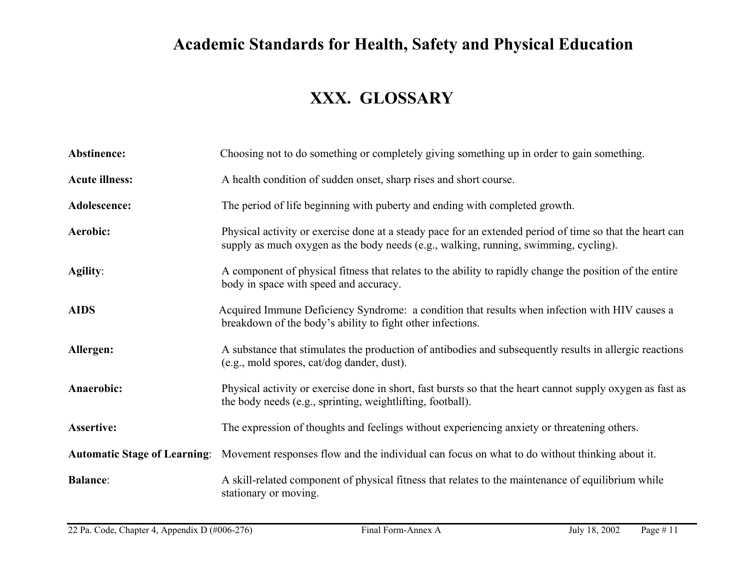# Academic Standards for Health, Safety and Physical Education

## XXX. GLOSSARY

**Abstinence:** Choosing not to do something or completely giving something up in order to gain something.

**Acute illness:** A health condition of sudden onset, sharp rises and short course.

**Adolescence:** The period of life beginning with puberty and ending with completed growth.

**Aerobic:** Physical activity or exercise done at a steady pace for an extended period of time so that the heart can supply as much oxygen as the body needs (e.g., walking, running, swimming, cycling).

**Agility**: A component of physical fitness that relates to the ability to rapidly change the position of the entire body in space with speed and accuracy.

**AIDS** Acquired Immune Deficiency Syndrome: a condition that results when infection with HIV causes a breakdown of the body's ability to fight other infections.

**Allergen:** A substance that stimulates the production of antibodies and subsequently results in allergic reactions (e.g., mold spores, cat/dog dander, dust).

**Anaerobic:** Physical activity or exercise done in short, fast bursts so that the heart cannot supply oxygen as fast as the body needs (e.g., sprinting, weightlifting, football).

**Assertive:** The expression of thoughts and feelings without experiencing anxiety or threatening others.

**Automatic Stage of Learning**: Movement responses flow and the individual can focus on what to do without thinking about it.

**Balance**: A skill-related component of physical fitness that relates to the maintenance of equilibrium while stationary or moving.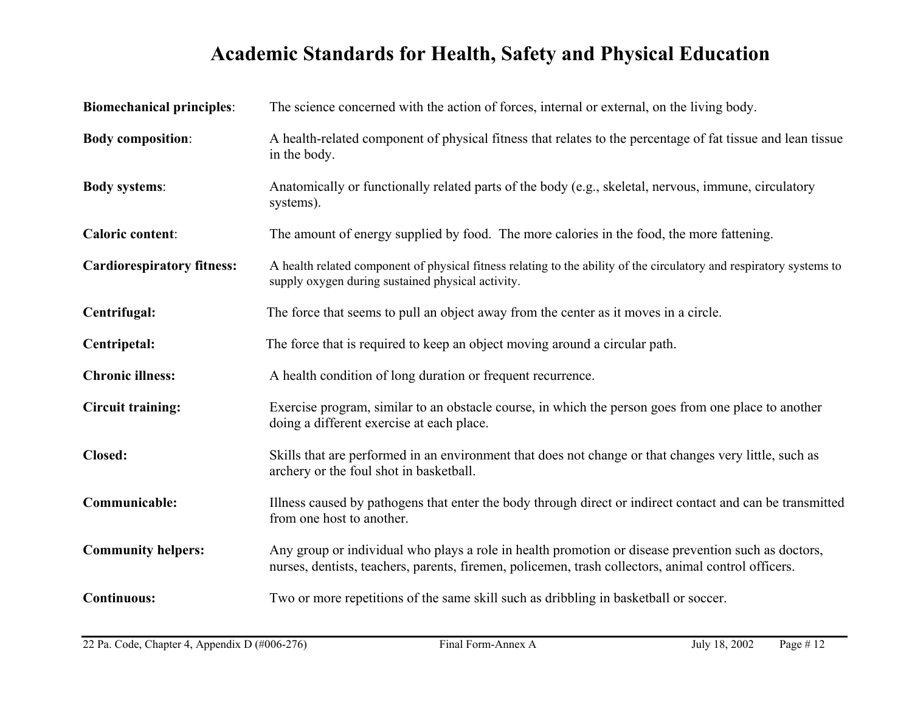# Academic Standards for Health, Safety and Physical Education

**Biomechanical principles**: The science concerned with the action of forces, internal or external, on the living body.

**Body composition**: A health-related component of physical fitness that relates to the percentage of fat tissue and lean tissue in the body.

**Body systems**: Anatomically or functionally related parts of the body (e.g., skeletal, nervous, immune, circulatory systems).

**Caloric content**: The amount of energy supplied by food. The more calories in the food, the more fattening.

**Cardiorespiratory fitness:** A health related component of physical fitness relating to the ability of the circulatory and respiratory systems to supply oxygen during sustained physical activity.

**Centrifugal:** The force that seems to pull an object away from the center as it moves in a circle.

**Centripetal:** The force that is required to keep an object moving around a circular path.

**Chronic illness:** A health condition of long duration or frequent recurrence.

**Circuit training:** Exercise program, similar to an obstacle course, in which the person goes from one place to another doing a different exercise at each place.

**Closed:** Skills that are performed in an environment that does not change or that changes very little, such as archery or the foul shot in basketball.

**Communicable:** Illness caused by pathogens that enter the body through direct or indirect contact and can be transmitted from one host to another.

**Community helpers:** Any group or individual who plays a role in health promotion or disease prevention such as doctors, nurses, dentists, teachers, parents, firemen, policemen, trash collectors, animal control officers.

**Continuous:** Two or more repetitions of the same skill such as dribbling in basketball or soccer.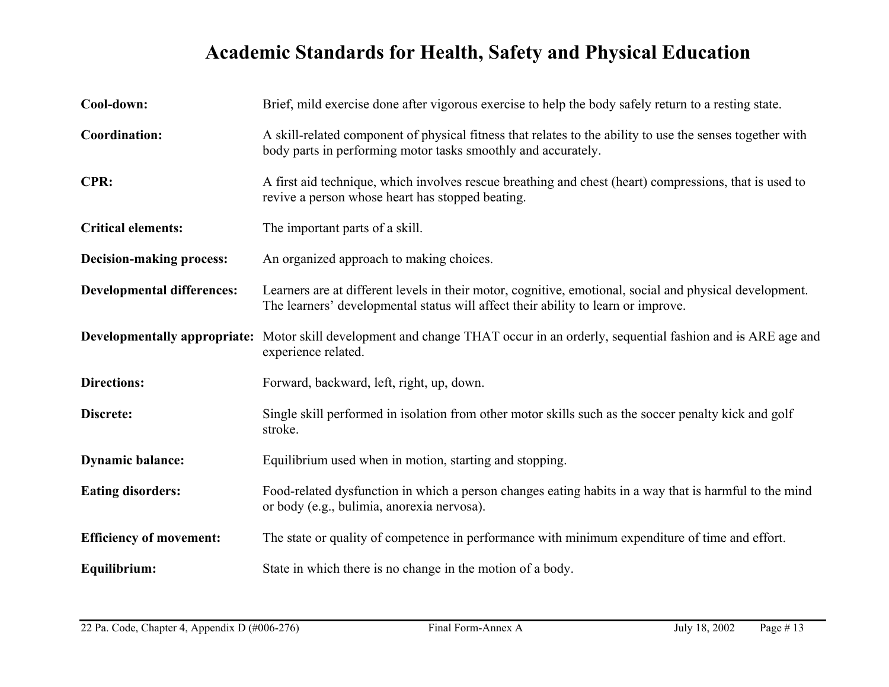# Academic Standards for Health, Safety and Physical Education

**Cool-down:** Brief, mild exercise done after vigorous exercise to help the body safely return to a resting state.

**Coordination:** A skill-related component of physical fitness that relates to the ability to use the senses together with body parts in performing motor tasks smoothly and accurately.

**CPR:** A first aid technique, which involves rescue breathing and chest (heart) compressions, that is used to revive a person whose heart has stopped beating.

**Critical elements:** The important parts of a skill.

**Decision-making process:** An organized approach to making choices.

**Developmental differences:** Learners are at different levels in their motor, cognitive, emotional, social and physical development. The learners' developmental status will affect their ability to learn or improve.

**Developmentally appropriate:** Motor skill development and change THAT occur in an orderly, sequential fashion and ~~is~~ ARE age and experience related.

**Directions:** Forward, backward, left, right, up, down.

**Discrete:** Single skill performed in isolation from other motor skills such as the soccer penalty kick and golf stroke.

**Dynamic balance:** Equilibrium used when in motion, starting and stopping.

**Eating disorders:** Food-related dysfunction in which a person changes eating habits in a way that is harmful to the mind or body (e.g., bulimia, anorexia nervosa).

**Efficiency of movement:** The state or quality of competence in performance with minimum expenditure of time and effort.

**Equilibrium:** State in which there is no change in the motion of a body.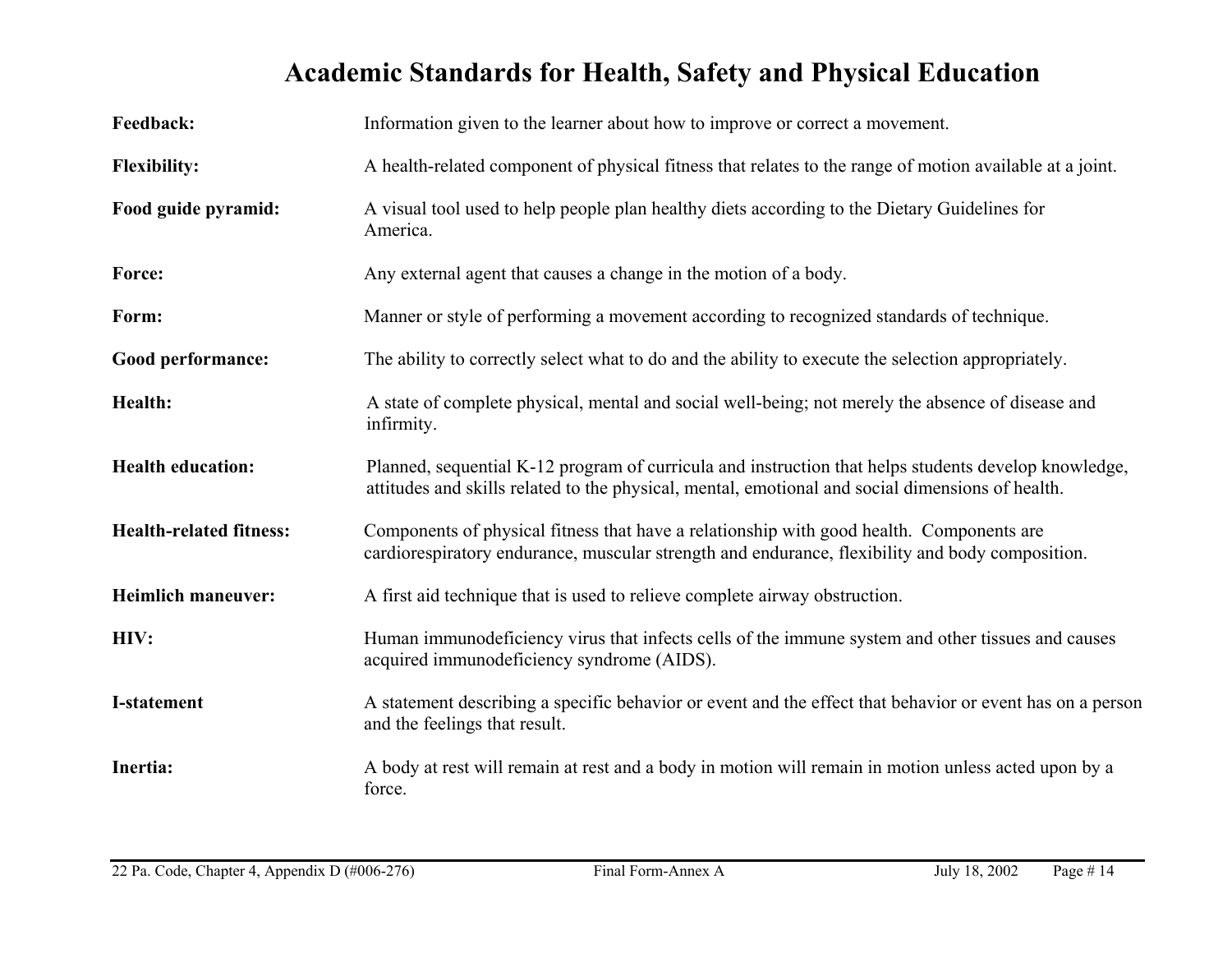# Academic Standards for Health, Safety and Physical Education

**Feedback:** Information given to the learner about how to improve or correct a movement.

**Flexibility:** A health-related component of physical fitness that relates to the range of motion available at a joint.

**Food guide pyramid:** A visual tool used to help people plan healthy diets according to the Dietary Guidelines for America.

**Force:** Any external agent that causes a change in the motion of a body.

**Form:** Manner or style of performing a movement according to recognized standards of technique.

**Good performance:** The ability to correctly select what to do and the ability to execute the selection appropriately.

**Health:** A state of complete physical, mental and social well-being; not merely the absence of disease and infirmity.

**Health education:** Planned, sequential K-12 program of curricula and instruction that helps students develop knowledge, attitudes and skills related to the physical, mental, emotional and social dimensions of health.

**Health-related fitness:** Components of physical fitness that have a relationship with good health. Components are cardiorespiratory endurance, muscular strength and endurance, flexibility and body composition.

**Heimlich maneuver:** A first aid technique that is used to relieve complete airway obstruction.

**HIV:** Human immunodeficiency virus that infects cells of the immune system and other tissues and causes acquired immunodeficiency syndrome (AIDS).

**I-statement** A statement describing a specific behavior or event and the effect that behavior or event has on a person and the feelings that result.

**Inertia:** A body at rest will remain at rest and a body in motion will remain in motion unless acted upon by a force.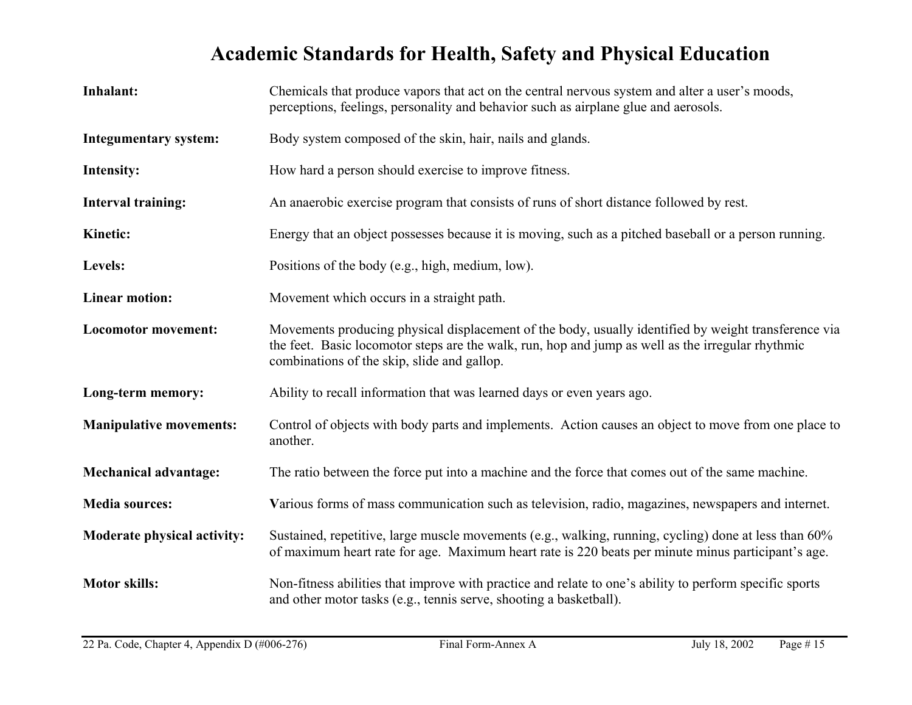# Academic Standards for Health, Safety and Physical Education

**Inhalant:** Chemicals that produce vapors that act on the central nervous system and alter a user's moods, perceptions, feelings, personality and behavior such as airplane glue and aerosols.

**Integumentary system:** Body system composed of the skin, hair, nails and glands.

**Intensity:** How hard a person should exercise to improve fitness.

**Interval training:** An anaerobic exercise program that consists of runs of short distance followed by rest.

**Kinetic:** Energy that an object possesses because it is moving, such as a pitched baseball or a person running.

**Levels:** Positions of the body (e.g., high, medium, low).

**Linear motion:** Movement which occurs in a straight path.

**Locomotor movement:** Movements producing physical displacement of the body, usually identified by weight transference via the feet. Basic locomotor steps are the walk, run, hop and jump as well as the irregular rhythmic combinations of the skip, slide and gallop.

**Long-term memory:** Ability to recall information that was learned days or even years ago.

**Manipulative movements:** Control of objects with body parts and implements. Action causes an object to move from one place to another.

**Mechanical advantage:** The ratio between the force put into a machine and the force that comes out of the same machine.

**Media sources:** Various forms of mass communication such as television, radio, magazines, newspapers and internet.

**Moderate physical activity:** Sustained, repetitive, large muscle movements (e.g., walking, running, cycling) done at less than 60% of maximum heart rate for age. Maximum heart rate is 220 beats per minute minus participant's age.

**Motor skills:** Non-fitness abilities that improve with practice and relate to one's ability to perform specific sports and other motor tasks (e.g., tennis serve, shooting a basketball).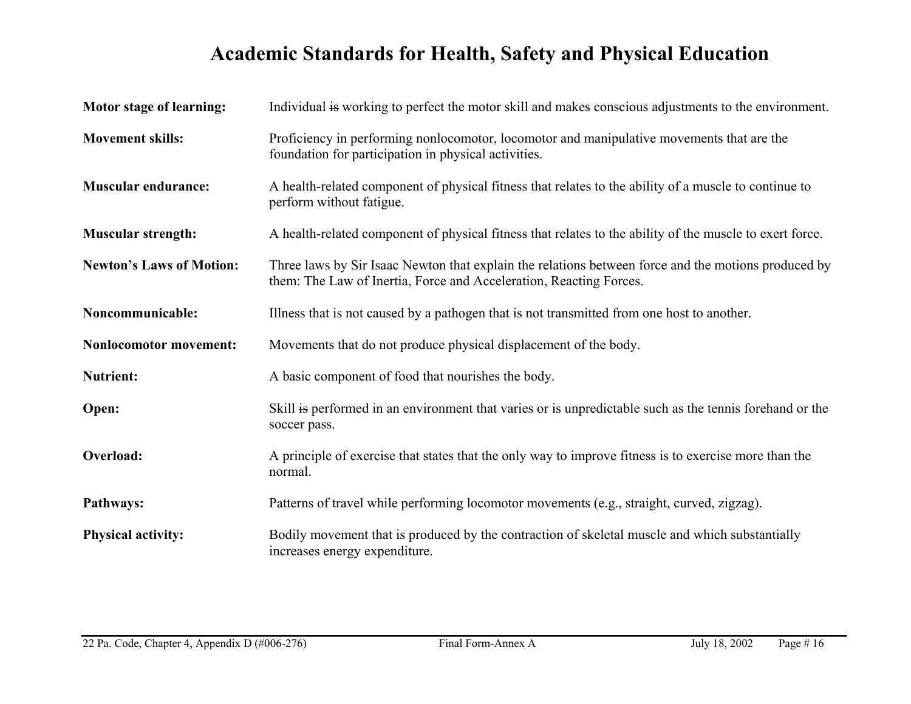# Academic Standards for Health, Safety and Physical Education

**Motor stage of learning:** Individual ~~is~~ working to perfect the motor skill and makes conscious adjustments to the environment.

**Movement skills:** Proficiency in performing nonlocomotor, locomotor and manipulative movements that are the foundation for participation in physical activities.

**Muscular endurance:** A health-related component of physical fitness that relates to the ability of a muscle to continue to perform without fatigue.

**Muscular strength:** A health-related component of physical fitness that relates to the ability of the muscle to exert force.

**Newton's Laws of Motion:** Three laws by Sir Isaac Newton that explain the relations between force and the motions produced by them: The Law of Inertia, Force and Acceleration, Reacting Forces.

**Noncommunicable:** Illness that is not caused by a pathogen that is not transmitted from one host to another.

**Nonlocomotor movement:** Movements that do not produce physical displacement of the body.

**Nutrient:** A basic component of food that nourishes the body.

**Open:** Skill ~~is~~ performed in an environment that varies or is unpredictable such as the tennis forehand or the soccer pass.

**Overload:** A principle of exercise that states that the only way to improve fitness is to exercise more than the normal.

**Pathways:** Patterns of travel while performing locomotor movements (e.g., straight, curved, zigzag).

**Physical activity:** Bodily movement that is produced by the contraction of skeletal muscle and which substantially increases energy expenditure.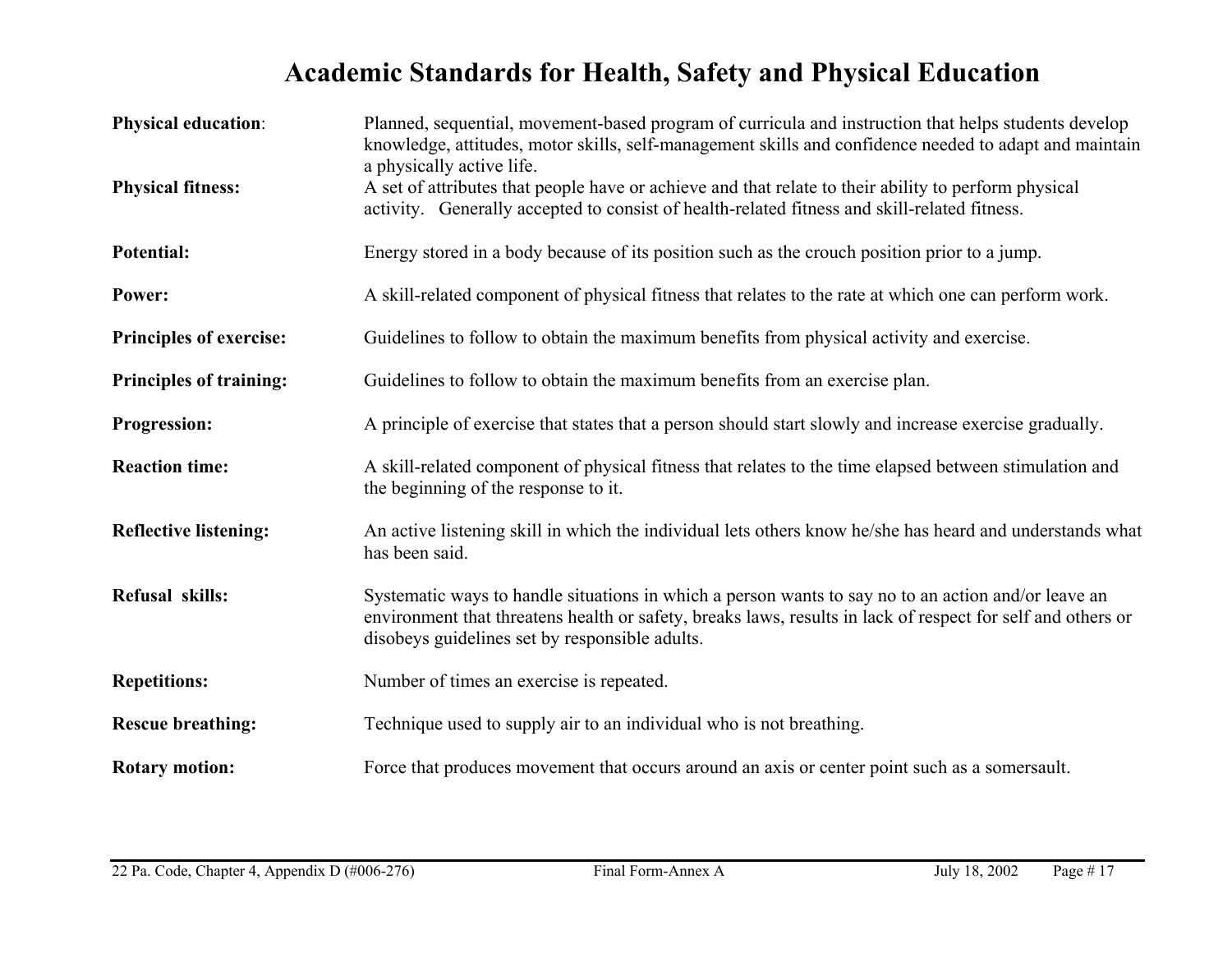# Academic Standards for Health, Safety and Physical Education

**Physical education**: Planned, sequential, movement-based program of curricula and instruction that helps students develop knowledge, attitudes, motor skills, self-management skills and confidence needed to adapt and maintain a physically active life.

**Physical fitness:** A set of attributes that people have or achieve and that relate to their ability to perform physical activity. Generally accepted to consist of health-related fitness and skill-related fitness.

**Potential:** Energy stored in a body because of its position such as the crouch position prior to a jump.

**Power:** A skill-related component of physical fitness that relates to the rate at which one can perform work.

**Principles of exercise:** Guidelines to follow to obtain the maximum benefits from physical activity and exercise.

**Principles of training:** Guidelines to follow to obtain the maximum benefits from an exercise plan.

**Progression:** A principle of exercise that states that a person should start slowly and increase exercise gradually.

**Reaction time:** A skill-related component of physical fitness that relates to the time elapsed between stimulation and the beginning of the response to it.

**Reflective listening:** An active listening skill in which the individual lets others know he/she has heard and understands what has been said.

**Refusal skills:** Systematic ways to handle situations in which a person wants to say no to an action and/or leave an environment that threatens health or safety, breaks laws, results in lack of respect for self and others or disobeys guidelines set by responsible adults.

**Repetitions:** Number of times an exercise is repeated.

**Rescue breathing:** Technique used to supply air to an individual who is not breathing.

**Rotary motion:** Force that produces movement that occurs around an axis or center point such as a somersault.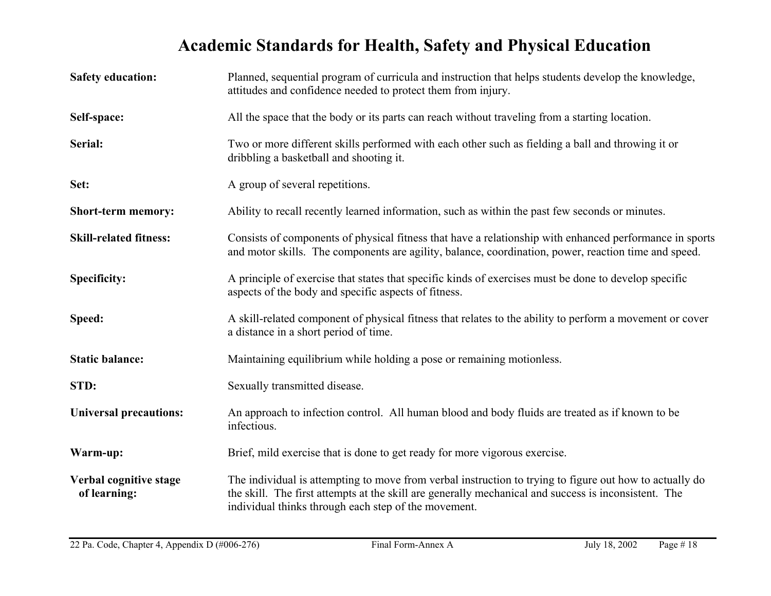# Academic Standards for Health, Safety and Physical Education

**Safety education:** Planned, sequential program of curricula and instruction that helps students develop the knowledge, attitudes and confidence needed to protect them from injury.

**Self-space:** All the space that the body or its parts can reach without traveling from a starting location.

**Serial:** Two or more different skills performed with each other such as fielding a ball and throwing it or dribbling a basketball and shooting it.

**Set:** A group of several repetitions.

**Short-term memory:** Ability to recall recently learned information, such as within the past few seconds or minutes.

**Skill-related fitness:** Consists of components of physical fitness that have a relationship with enhanced performance in sports and motor skills. The components are agility, balance, coordination, power, reaction time and speed.

**Specificity:** A principle of exercise that states that specific kinds of exercises must be done to develop specific aspects of the body and specific aspects of fitness.

**Speed:** A skill-related component of physical fitness that relates to the ability to perform a movement or cover a distance in a short period of time.

**Static balance:** Maintaining equilibrium while holding a pose or remaining motionless.

**STD:** Sexually transmitted disease.

**Universal precautions:** An approach to infection control. All human blood and body fluids are treated as if known to be infectious.

**Warm-up:** Brief, mild exercise that is done to get ready for more vigorous exercise.

**Verbal cognitive stage of learning:** The individual is attempting to move from verbal instruction to trying to figure out how to actually do the skill. The first attempts at the skill are generally mechanical and success is inconsistent. The individual thinks through each step of the movement.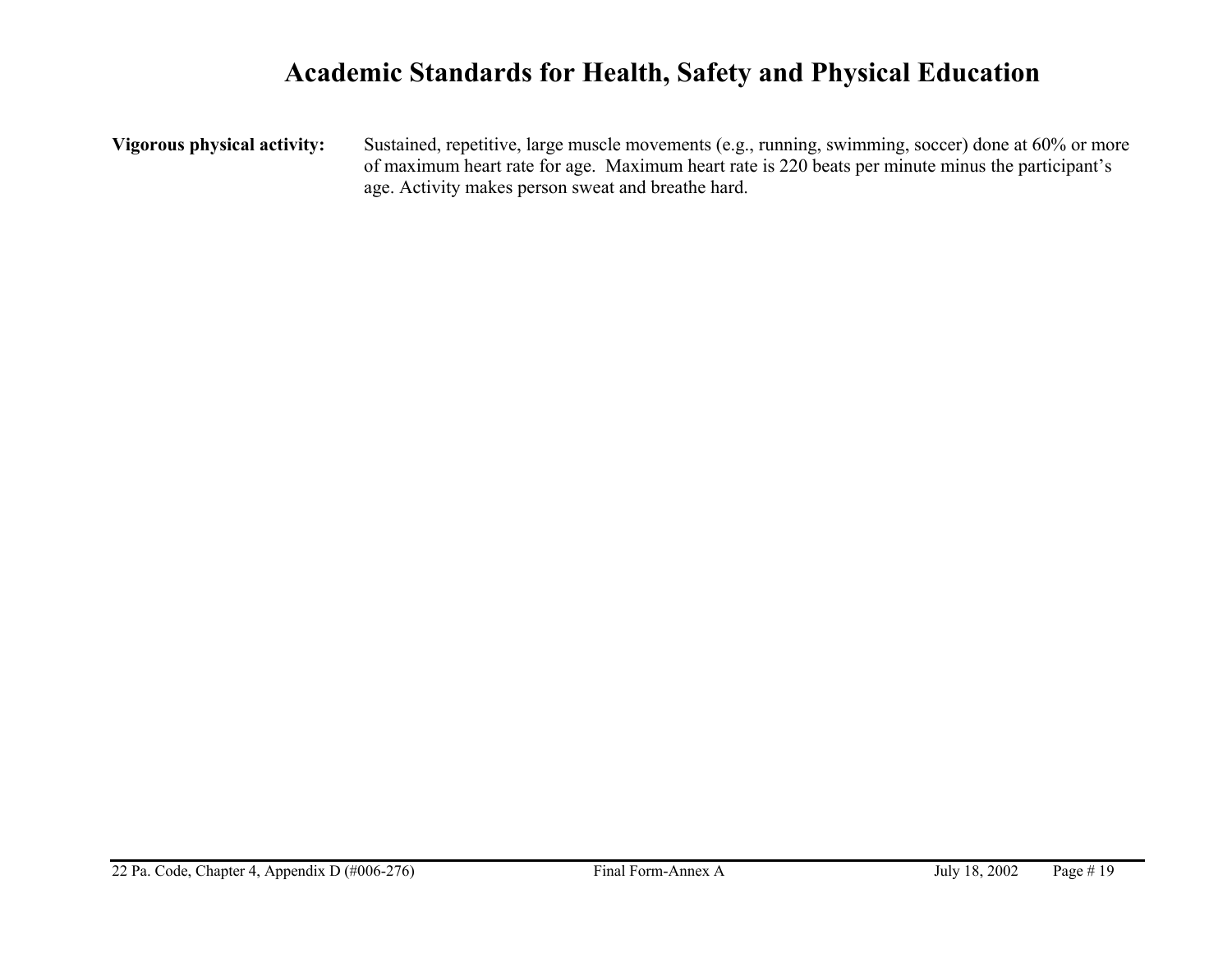**Vigorous physical activity:** Sustained, repetitive, large muscle movements (e.g., running, swimming, soccer) done at 60% or more of maximum heart rate for age. Maximum heart rate is 220 beats per minute minus the participant's age. Activity makes person sweat and breathe hard.